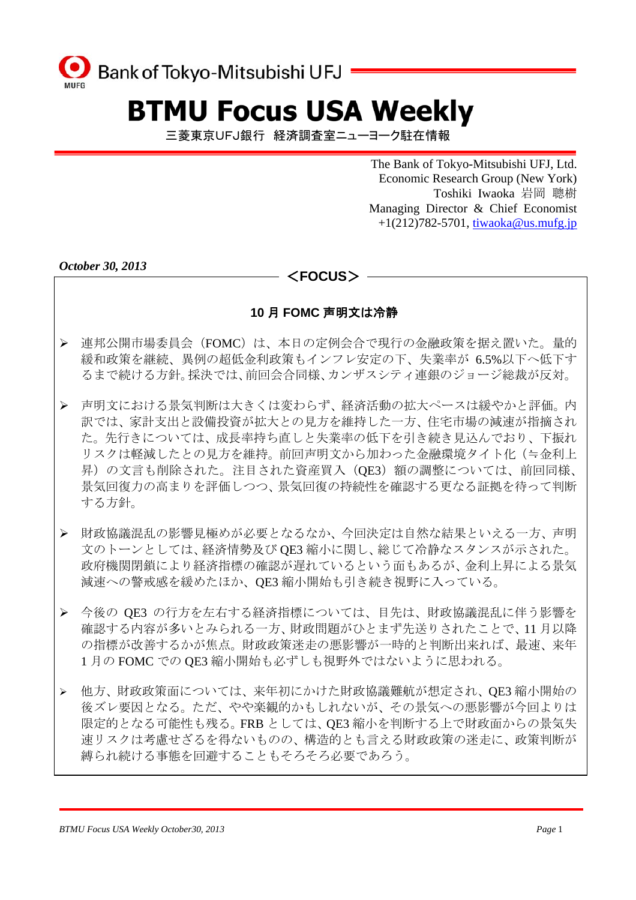# BTMU Focus USA Weekly

三菱東京UFJ銀行　経済調査室ニューヨーク駐在情報

The Bank of Tokyo-Mitsubishi UFJ, Ltd.
Economic Research Group (New York)
Toshiki Iwaoka 岩岡　聰樹
Managing Director & Chief Economist
+1(212)782-5701, tiwaoka@us.mufg.jp

*October 30, 2013*

＜FOCUS＞

## 10 月 FOMC 声明文は冷静

- 連邦公開市場委員会（FOMC）は、本日の定例会合で現行の金融政策を据え置いた。量的緩和政策を継続、異例の超低金利政策もインフレ安定の下、失業率が 6.5%以下へ低下するまで続ける方針。採決では、前回会合同様、カンザスシティ連銀のジョージ総裁が反対。

- 声明文における景気判断は大きくは変わらず、経済活動の拡大ペースは緩やかと評価。内訳では、家計支出と設備投資が拡大との見方を維持した一方、住宅市場の減速が指摘された。先行きについては、成長率持ち直しと失業率の低下を引き続き見込んでおり、下振れリスクは軽減したとの見方を維持。前回声明文から加わった金融環境タイト化（≒金利上昇）の文言も削除された。注目された資産買入（QE3）額の調整については、前回同様、景気回復力の高まりを評価しつつ、景気回復の持続性を確認する更なる証拠を待って判断する方針。

- 財政協議混乱の影響見極めが必要となるなか、今回決定は自然な結果といえる一方、声明文のトーンとしては、経済情勢及び QE3 縮小に関し、総じて冷静なスタンスが示された。政府機関閉鎖により経済指標の確認が遅れているという面もあるが、金利上昇による景気減速への警戒感を緩めたほか、QE3 縮小開始も引き続き視野に入っている。

- 今後の QE3 の行方を左右する経済指標については、目先は、財政協議混乱に伴う影響を確認する内容が多いとみられる一方、財政問題がひとまず先送りされたことで、11 月以降の指標が改善するかが焦点。財政政策迷走の悪影響が一時的と判断出来れば、最速、来年 1 月の FOMC での QE3 縮小開始も必ずしも視野外ではないように思われる。

- 他方、財政政策面については、来年初にかけた財政協議難航が想定され、QE3 縮小開始の後ズレ要因となる。ただ、やや楽観的かもしれないが、その景気への悪影響が今回よりは限定的となる可能性も残る。FRB としては、QE3 縮小を判断する上で財政面からの景気失速リスクは考慮せざるを得ないものの、構造的とも言える財政政策の迷走に、政策判断が縛られ続ける事態を回避することもそろそろ必要であろう。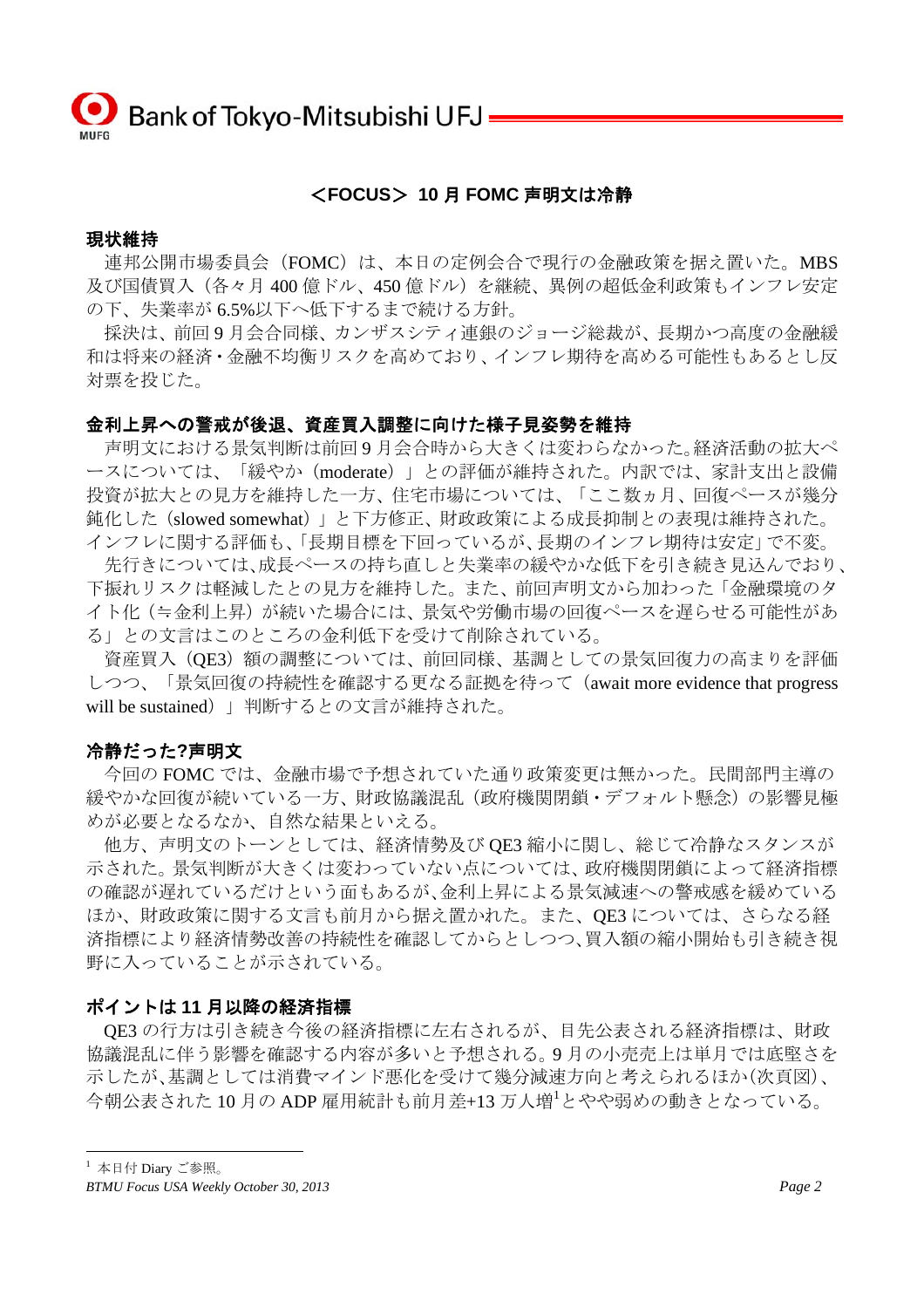## <FOCUS> 10 月 FOMC 声明文は冷静

### 現状維持

連邦公開市場委員会（FOMC）は、本日の定例会合で現行の金融政策を据え置いた。MBS 及び国債買入（各々月 400 億ドル、450 億ドル）を継続、異例の超低金利政策もインフレ安定の下、失業率が 6.5%以下へ低下するまで続ける方針。

採決は、前回 9 月会合同様、カンザスシティ連銀のジョージ総裁が、長期かつ高度の金融緩和は将来の経済・金融不均衡リスクを高めており、インフレ期待を高める可能性もあるとし反対票を投じた。

### 金利上昇への警戒が後退、資産買入調整に向けた様子見姿勢を維持

声明文における景気判断は前回 9 月会合時から大きくは変わらなかった。経済活動の拡大ペースについては、「緩やか（moderate）」との評価が維持された。内訳では、家計支出と設備投資が拡大との見方を維持した一方、住宅市場については、「ここ数ヵ月、回復ペースが幾分鈍化した（slowed somewhat）」と下方修正、財政政策による成長抑制との表現は維持された。インフレに関する評価も、「長期目標を下回っているが、長期のインフレ期待は安定」で不変。

先行きについては、成長ペースの持ち直しと失業率の緩やかな低下を引き続き見込んでおり、下振れリスクは軽減したとの見方を維持した。また、前回声明文から加わった「金融環境のタイト化（≒金利上昇）が続いた場合には、景気や労働市場の回復ペースを遅らせる可能性がある」との文言はこのところの金利低下を受けて削除されている。

資産買入（QE3）額の調整については、前回同様、基調としての景気回復力の高まりを評価しつつ、「景気回復の持続性を確認する更なる証拠を待って（await more evidence that progress will be sustained）」判断するとの文言が維持された。

### 冷静だった?声明文

今回の FOMC では、金融市場で予想されていた通り政策変更は無かった。民間部門主導の緩やかな回復が続いている一方、財政協議混乱（政府機関閉鎖・デフォルト懸念）の影響見極めが必要となるなか、自然な結果といえる。

他方、声明文のトーンとしては、経済情勢及び QE3 縮小に関し、総じて冷静なスタンスが示された。景気判断が大きくは変わっていない点については、政府機関閉鎖によって経済指標の確認が遅れているだけという面もあるが、金利上昇による景気減速への警戒感を緩めているほか、財政政策に関する文言も前月から据え置かれた。また、QE3 については、さらなる経済指標により経済情勢改善の持続性を確認してからとしつつ、買入額の縮小開始も引き続き視野に入っていることが示されている。

### ポイントは 11 月以降の経済指標

QE3 の行方は引き続き今後の経済指標に左右されるが、目先公表される経済指標は、財政協議混乱に伴う影響を確認する内容が多いと予想される。9 月の小売売上は単月では底堅さを示したが、基調としては消費マインド悪化を受けて幾分減速方向と考えられるほか(次頁図)、今朝公表された 10 月の ADP 雇用統計も前月差+13 万人増[1]とやや弱めの動きとなっている。

[1] 本日付 Diary ご参照。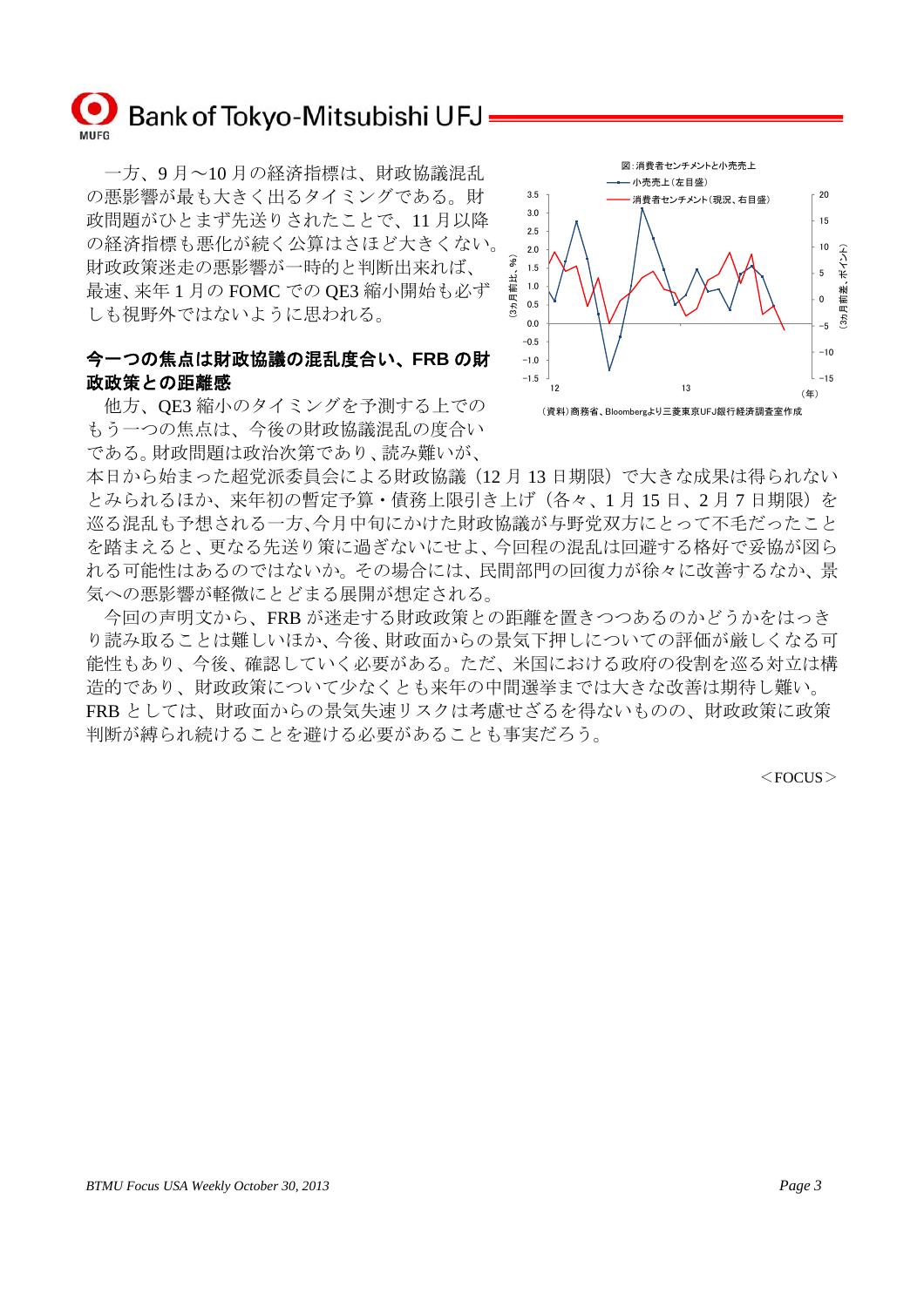一方、9 月～10 月の経済指標は、財政協議混乱の悪影響が最も大きく出るタイミングである。財政問題がひとまず先送りされたことで、11 月以降の経済指標も悪化が続く公算はさほど大きくない。財政政策迷走の悪影響が一時的と判断出来れば、最速、来年 1 月の FOMC での QE3 縮小開始も必ずしも視野外ではないように思われる。

図：消費者センチメントと小売売上

（資料）商務省、Bloombergより三菱東京UFJ銀行経済調査室作成

**今一つの焦点は財政協議の混乱度合い、FRB の財政政策との距離感**

他方、QE3 縮小のタイミングを予測する上でのもう一つの焦点は、今後の財政協議混乱の度合いである。財政問題は政治次第であり、読み難いが、本日から始まった超党派委員会による財政協議（12 月 13 日期限）で大きな成果は得られないとみられるほか、来年初の暫定予算・債務上限引き上げ（各々、1 月 15 日、2 月 7 日期限）を巡る混乱も予想される一方、今月中旬にかけた財政協議が与野党双方にとって不毛だったことを踏まえると、更なる先送り策に過ぎないにせよ、今回程の混乱は回避する格好で妥協が図られる可能性はあるのではないか。その場合には、民間部門の回復力が徐々に改善するなか、景気への悪影響が軽微にとどまる展開が想定される。

今回の声明文から、FRB が迷走する財政政策との距離を置きつつあるのかどうかをはっきり読み取ることは難しいほか、今後、財政面からの景気下押しについての評価が厳しくなる可能性もあり、今後、確認していく必要がある。ただ、米国における政府の役割を巡る対立は構造的であり、財政政策について少なくとも来年の中間選挙までは大きな改善は期待し難い。FRB としては、財政面からの景気失速リスクは考慮せざるを得ないものの、財政政策に政策判断が縛られ続けることを避ける必要があることも事実だろう。

＜FOCUS＞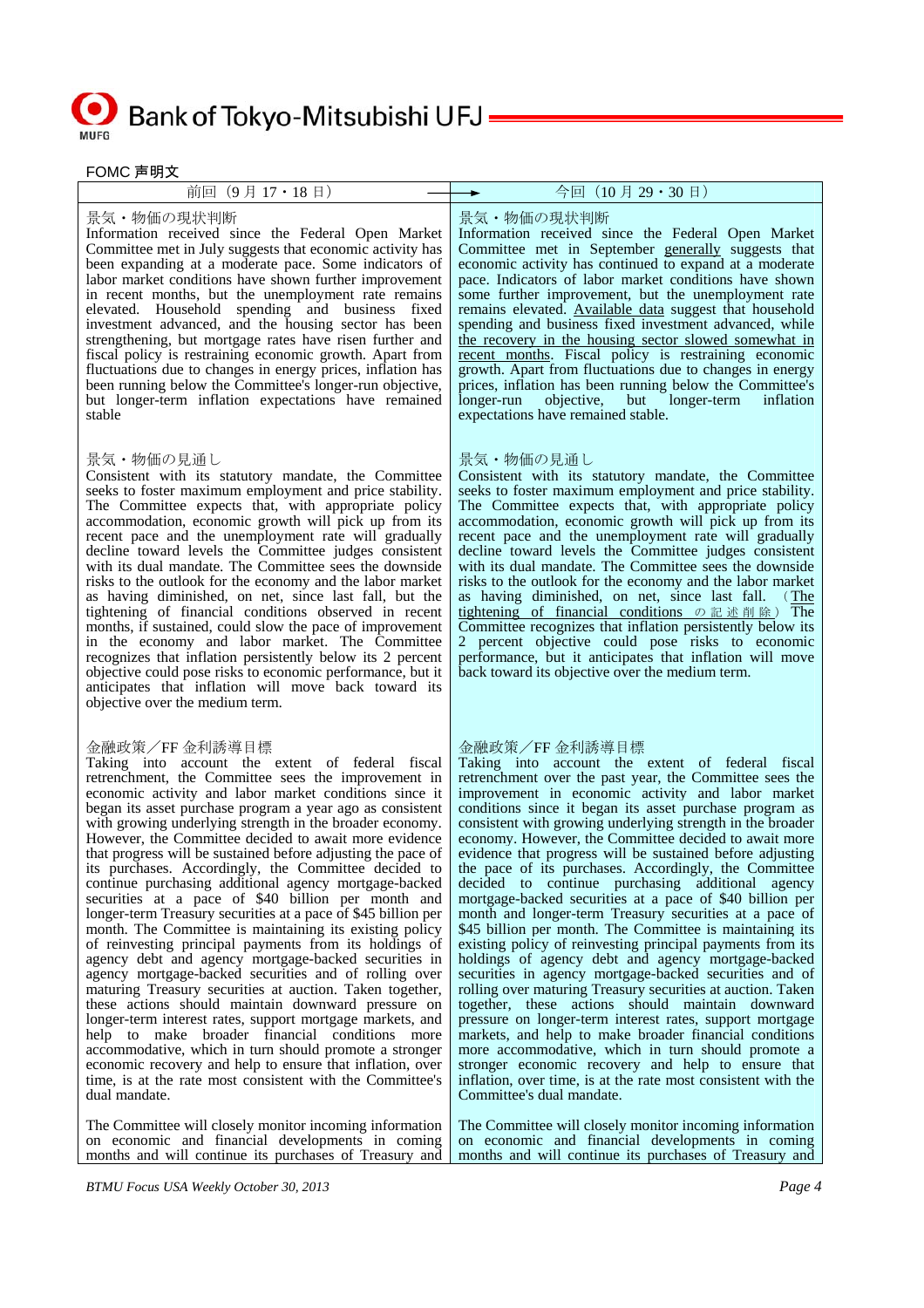FOMC 声明文

| 前回（9 月 17・18 日） | 今回（10 月 29・30 日） |
|---|---|
| 景気・物価の現状判断<br>Information received since the Federal Open Market Committee met in July suggests that economic activity has been expanding at a moderate pace. Some indicators of labor market conditions have shown further improvement in recent months, but the unemployment rate remains elevated. Household spending and business fixed investment advanced, and the housing sector has been strengthening, but mortgage rates have risen further and fiscal policy is restraining economic growth. Apart from fluctuations due to changes in energy prices, inflation has been running below the Committee's longer-run objective, but longer-term inflation expectations have remained stable | 景気・物価の現状判断<br>Information received since the Federal Open Market Committee met in September generally suggests that economic activity has continued to expand at a moderate pace. Indicators of labor market conditions have shown some further improvement, but the unemployment rate remains elevated. Available data suggest that household spending and business fixed investment advanced, while the recovery in the housing sector slowed somewhat in recent months. Fiscal policy is restraining economic growth. Apart from fluctuations due to changes in energy prices, inflation has been running below the Committee's longer-run objective, but longer-term inflation expectations have remained stable. |
| 景気・物価の見通し<br>Consistent with its statutory mandate, the Committee seeks to foster maximum employment and price stability. The Committee expects that, with appropriate policy accommodation, economic growth will pick up from its recent pace and the unemployment rate will gradually decline toward levels the Committee judges consistent with its dual mandate. The Committee sees the downside risks to the outlook for the economy and the labor market as having diminished, on net, since last fall, but the tightening of financial conditions observed in recent months, if sustained, could slow the pace of improvement in the economy and labor market. The Committee recognizes that inflation persistently below its 2 percent objective could pose risks to economic performance, but it anticipates that inflation will move back toward its objective over the medium term. | 景気・物価の見通し<br>Consistent with its statutory mandate, the Committee seeks to foster maximum employment and price stability. The Committee expects that, with appropriate policy accommodation, economic growth will pick up from its recent pace and the unemployment rate will gradually decline toward levels the Committee judges consistent with its dual mandate. The Committee sees the downside risks to the outlook for the economy and the labor market as having diminished, on net, since last fall. （The tightening of financial conditions の記述削除） The Committee recognizes that inflation persistently below its 2 percent objective could pose risks to economic performance, but it anticipates that inflation will move back toward its objective over the medium term. |
| 金融政策／FF 金利誘導目標<br>Taking into account the extent of federal fiscal retrenchment, the Committee sees the improvement in economic activity and labor market conditions since it began its asset purchase program a year ago as consistent with growing underlying strength in the broader economy. However, the Committee decided to await more evidence that progress will be sustained before adjusting the pace of its purchases. Accordingly, the Committee decided to continue purchasing additional agency mortgage-backed securities at a pace of $40 billion per month and longer-term Treasury securities at a pace of $45 billion per month. The Committee is maintaining its existing policy of reinvesting principal payments from its holdings of agency debt and agency mortgage-backed securities in agency mortgage-backed securities and of rolling over maturing Treasury securities at auction. Taken together, these actions should maintain downward pressure on longer-term interest rates, support mortgage markets, and help to make broader financial conditions more accommodative, which in turn should promote a stronger economic recovery and help to ensure that inflation, over time, is at the rate most consistent with the Committee's dual mandate.<br><br>The Committee will closely monitor incoming information on economic and financial developments in coming months and will continue its purchases of Treasury and | 金融政策／FF 金利誘導目標<br>Taking into account the extent of federal fiscal retrenchment over the past year, the Committee sees the improvement in economic activity and labor market conditions since it began its asset purchase program as consistent with growing underlying strength in the broader economy. However, the Committee decided to await more evidence that progress will be sustained before adjusting the pace of its purchases. Accordingly, the Committee decided to continue purchasing additional agency mortgage-backed securities at a pace of $40 billion per month and longer-term Treasury securities at a pace of $45 billion per month. The Committee is maintaining its existing policy of reinvesting principal payments from its holdings of agency debt and agency mortgage-backed securities in agency mortgage-backed securities and of rolling over maturing Treasury securities at auction. Taken together, these actions should maintain downward pressure on longer-term interest rates, support mortgage markets, and help to make broader financial conditions more accommodative, which in turn should promote a stronger economic recovery and help to ensure that inflation, over time, is at the rate most consistent with the Committee's dual mandate.<br><br>The Committee will closely monitor incoming information on economic and financial developments in coming months and will continue its purchases of Treasury and |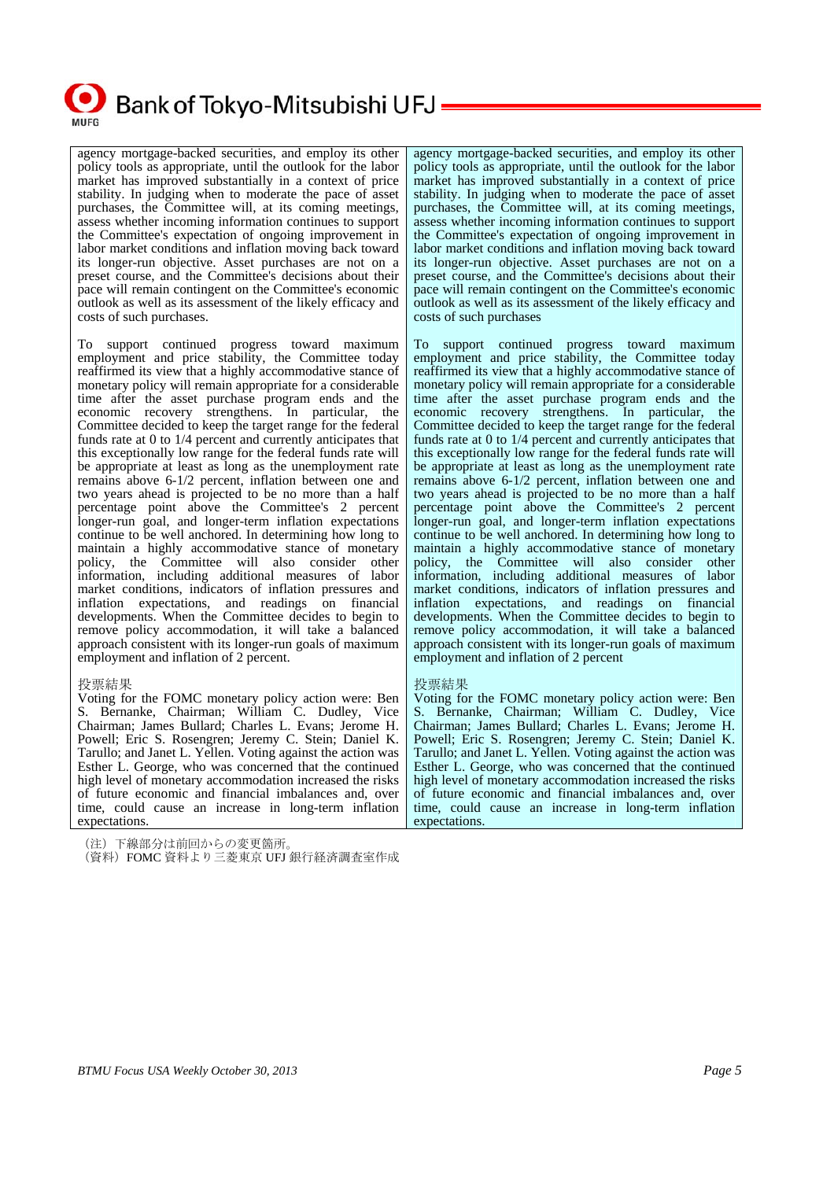| | |
|---|---|
| agency mortgage-backed securities, and employ its other policy tools as appropriate, until the outlook for the labor market has improved substantially in a context of price stability. In judging when to moderate the pace of asset purchases, the Committee will, at its coming meetings, assess whether incoming information continues to support the Committee's expectation of ongoing improvement in labor market conditions and inflation moving back toward its longer-run objective. Asset purchases are not on a preset course, and the Committee's decisions about their pace will remain contingent on the Committee's economic outlook as well as its assessment of the likely efficacy and costs of such purchases. | agency mortgage-backed securities, and employ its other policy tools as appropriate, until the outlook for the labor market has improved substantially in a context of price stability. In judging when to moderate the pace of asset purchases, the Committee will, at its coming meetings, assess whether incoming information continues to support the Committee's expectation of ongoing improvement in labor market conditions and inflation moving back toward its longer-run objective. Asset purchases are not on a preset course, and the Committee's decisions about their pace will remain contingent on the Committee's economic outlook as well as its assessment of the likely efficacy and costs of such purchases |
| To support continued progress toward maximum employment and price stability, the Committee today reaffirmed its view that a highly accommodative stance of monetary policy will remain appropriate for a considerable time after the asset purchase program ends and the economic recovery strengthens. In particular, the Committee decided to keep the target range for the federal funds rate at 0 to 1/4 percent and currently anticipates that this exceptionally low range for the federal funds rate will be appropriate at least as long as the unemployment rate remains above 6-1/2 percent, inflation between one and two years ahead is projected to be no more than a half percentage point above the Committee's 2 percent longer-run goal, and longer-term inflation expectations continue to be well anchored. In determining how long to maintain a highly accommodative stance of monetary policy, the Committee will also consider other information, including additional measures of labor market conditions, indicators of inflation pressures and inflation expectations, and readings on financial developments. When the Committee decides to begin to remove policy accommodation, it will take a balanced approach consistent with its longer-run goals of maximum employment and inflation of 2 percent. | To support continued progress toward maximum employment and price stability, the Committee today reaffirmed its view that a highly accommodative stance of monetary policy will remain appropriate for a considerable time after the asset purchase program ends and the economic recovery strengthens. In particular, the Committee decided to keep the target range for the federal funds rate at 0 to 1/4 percent and currently anticipates that this exceptionally low range for the federal funds rate will be appropriate at least as long as the unemployment rate remains above 6-1/2 percent, inflation between one and two years ahead is projected to be no more than a half percentage point above the Committee's 2 percent longer-run goal, and longer-term inflation expectations continue to be well anchored. In determining how long to maintain a highly accommodative stance of monetary policy, the Committee will also consider other information, including additional measures of labor market conditions, indicators of inflation pressures and inflation expectations, and readings on financial developments. When the Committee decides to begin to remove policy accommodation, it will take a balanced approach consistent with its longer-run goals of maximum employment and inflation of 2 percent |
| 投票結果<br>Voting for the FOMC monetary policy action were: Ben S. Bernanke, Chairman; William C. Dudley, Vice Chairman; James Bullard; Charles L. Evans; Jerome H. Powell; Eric S. Rosengren; Jeremy C. Stein; Daniel K. Tarullo; and Janet L. Yellen. Voting against the action was Esther L. George, who was concerned that the continued high level of monetary accommodation increased the risks of future economic and financial imbalances and, over time, could cause an increase in long-term inflation expectations. | 投票結果<br>Voting for the FOMC monetary policy action were: Ben S. Bernanke, Chairman; William C. Dudley, Vice Chairman; James Bullard; Charles L. Evans; Jerome H. Powell; Eric S. Rosengren; Jeremy C. Stein; Daniel K. Tarullo; and Janet L. Yellen. Voting against the action was Esther L. George, who was concerned that the continued high level of monetary accommodation increased the risks of future economic and financial imbalances and, over time, could cause an increase in long-term inflation expectations. |

（注）下線部分は前回からの変更箇所。
（資料）FOMC 資料より三菱東京 UFJ 銀行経済調査室作成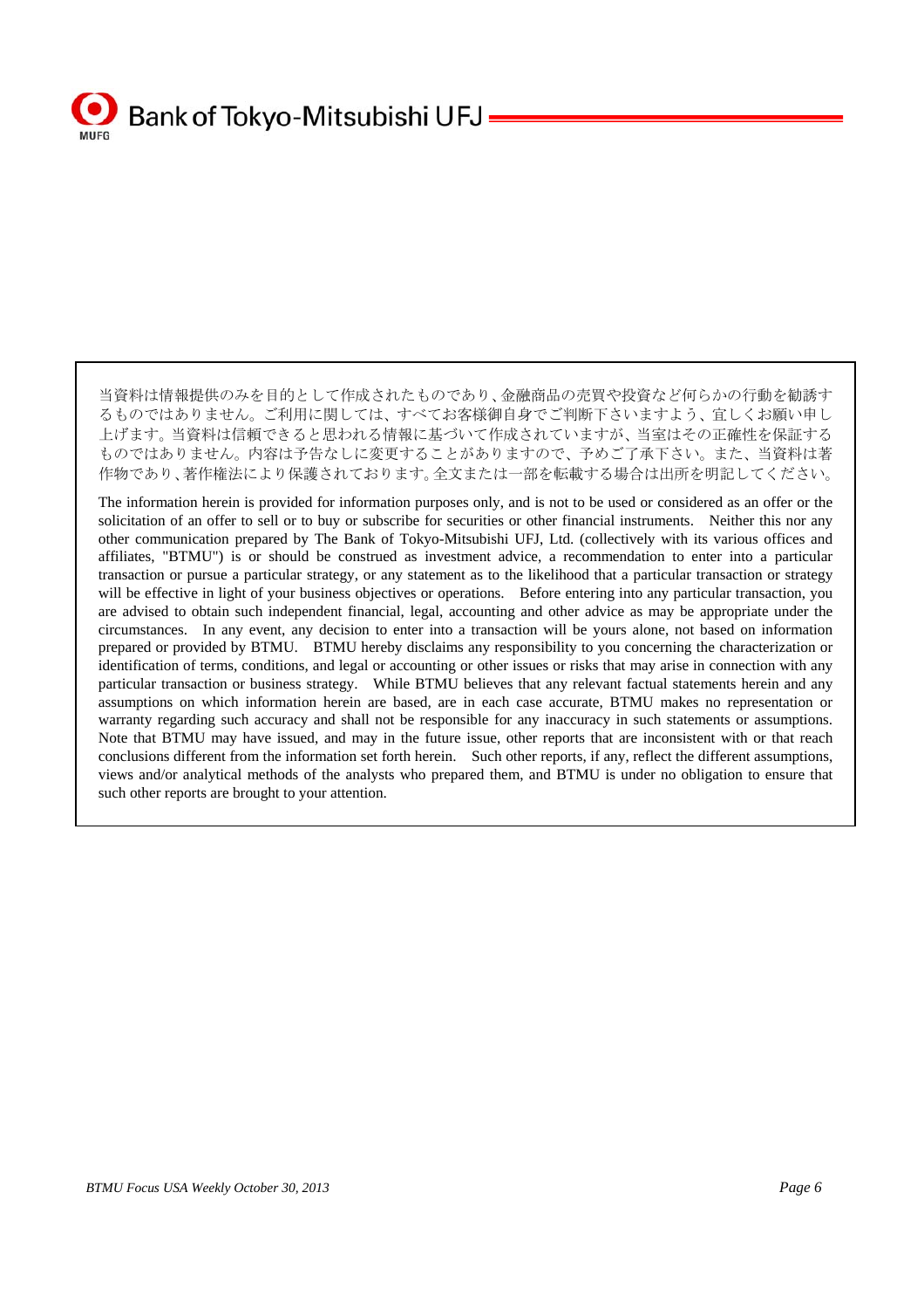当資料は情報提供のみを目的として作成されたものであり、金融商品の売買や投資など何らかの行動を勧誘するものではありません。ご利用に関しては、すべてお客様御自身でご判断下さいますよう、宜しくお願い申し上げます。当資料は信頼できると思われる情報に基づいて作成されていますが、当室はその正確性を保証するものではありません。内容は予告なしに変更することがありますので、予めご了承下さい。また、当資料は著作物であり、著作権法により保護されております。全文または一部を転載する場合は出所を明記してください。

The information herein is provided for information purposes only, and is not to be used or considered as an offer or the solicitation of an offer to sell or to buy or subscribe for securities or other financial instruments. Neither this nor any other communication prepared by The Bank of Tokyo-Mitsubishi UFJ, Ltd. (collectively with its various offices and affiliates, "BTMU") is or should be construed as investment advice, a recommendation to enter into a particular transaction or pursue a particular strategy, or any statement as to the likelihood that a particular transaction or strategy will be effective in light of your business objectives or operations. Before entering into any particular transaction, you are advised to obtain such independent financial, legal, accounting and other advice as may be appropriate under the circumstances. In any event, any decision to enter into a transaction will be yours alone, not based on information prepared or provided by BTMU. BTMU hereby disclaims any responsibility to you concerning the characterization or identification of terms, conditions, and legal or accounting or other issues or risks that may arise in connection with any particular transaction or business strategy. While BTMU believes that any relevant factual statements herein and any assumptions on which information herein are based, are in each case accurate, BTMU makes no representation or warranty regarding such accuracy and shall not be responsible for any inaccuracy in such statements or assumptions. Note that BTMU may have issued, and may in the future issue, other reports that are inconsistent with or that reach conclusions different from the information set forth herein. Such other reports, if any, reflect the different assumptions, views and/or analytical methods of the analysts who prepared them, and BTMU is under no obligation to ensure that such other reports are brought to your attention.